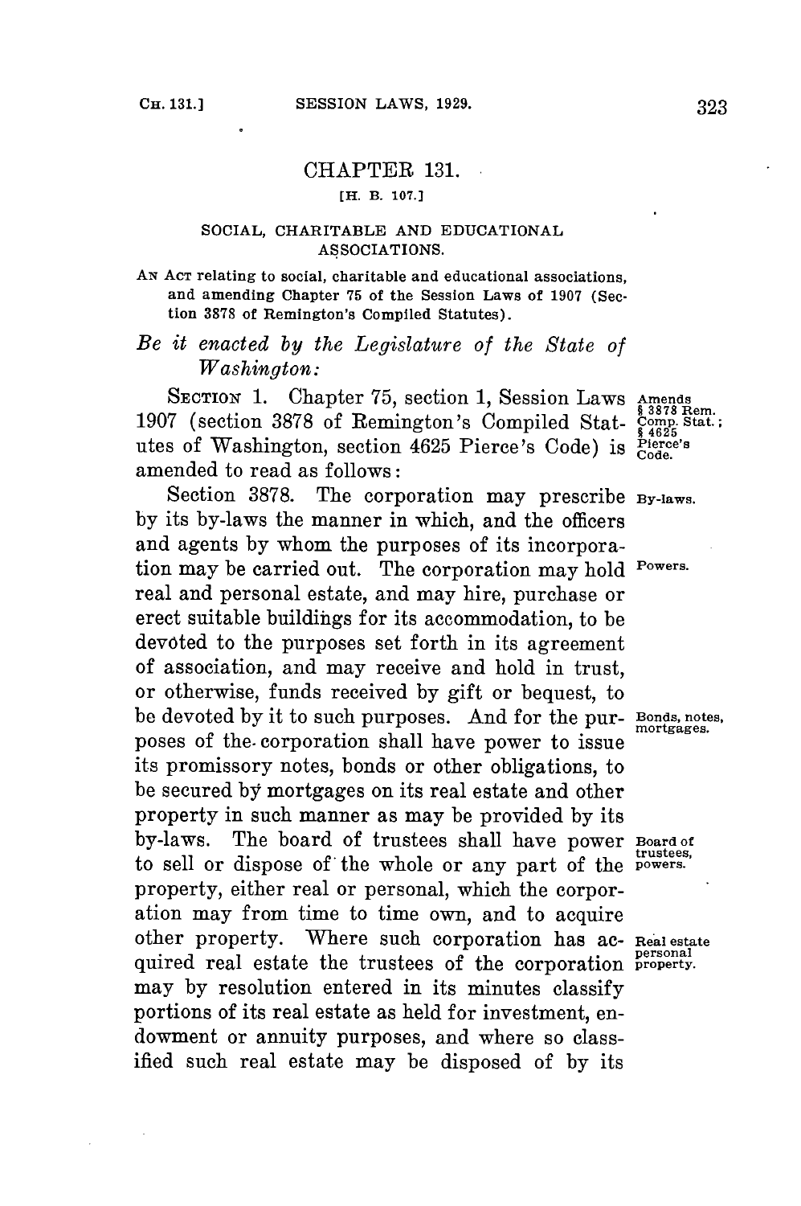# CHAPTER 131.

[H. B. 107.]

## SOCIAL, CHARITABLE AND EDUCATIONAL ASSOCIATIONS.

AN ACT relating to social, charitable and educational associations, and amending Chapter 75 of the Session Laws of 1907 (Section 3878 of Remington's Compiled Statutes).

*Be it enacted by the Legislature of the State of Washington:*

SECTION 1. Chapter 75, section 1, Session Laws 1907 (section 3878 of Remington's Compiled Statutes of Washington, section 4625 Pierce's Code) is amended to read as follows:

Amends § 3878 Rem. Comp. Stat.; § 4625 Pierce's Code.

Section 3878. The corporation may prescribe by its by-laws the manner in which, and the officers and agents by whom the purposes of its incorporation may be carried out. The corporation may hold real and personal estate, and may hire, purchase or erect suitable buildings for its accommodation, to be devoted to the purposes set forth in its agreement of association, and may receive and hold in trust, or otherwise, funds received by gift or bequest, to be devoted by it to such purposes. And for the purposes of the corporation shall have power to issue its promissory notes, bonds or other obligations, to be secured by mortgages on its real estate and other property in such manner as may be provided by its by-laws. The board of trustees shall have power to sell or dispose of the whole or any part of the property, either real or personal, which the corporation may from time to time own, and to acquire other property. Where such corporation has acquired real estate the trustees of the corporation may by resolution entered in its minutes classify portions of its real estate as held for investment, endowment or annuity purposes, and where so classified such real estate may be disposed of by its

By-laws.

Powers.

Bonds, notes, mortgages.

Board of trustees, powers.

Real estate personal property.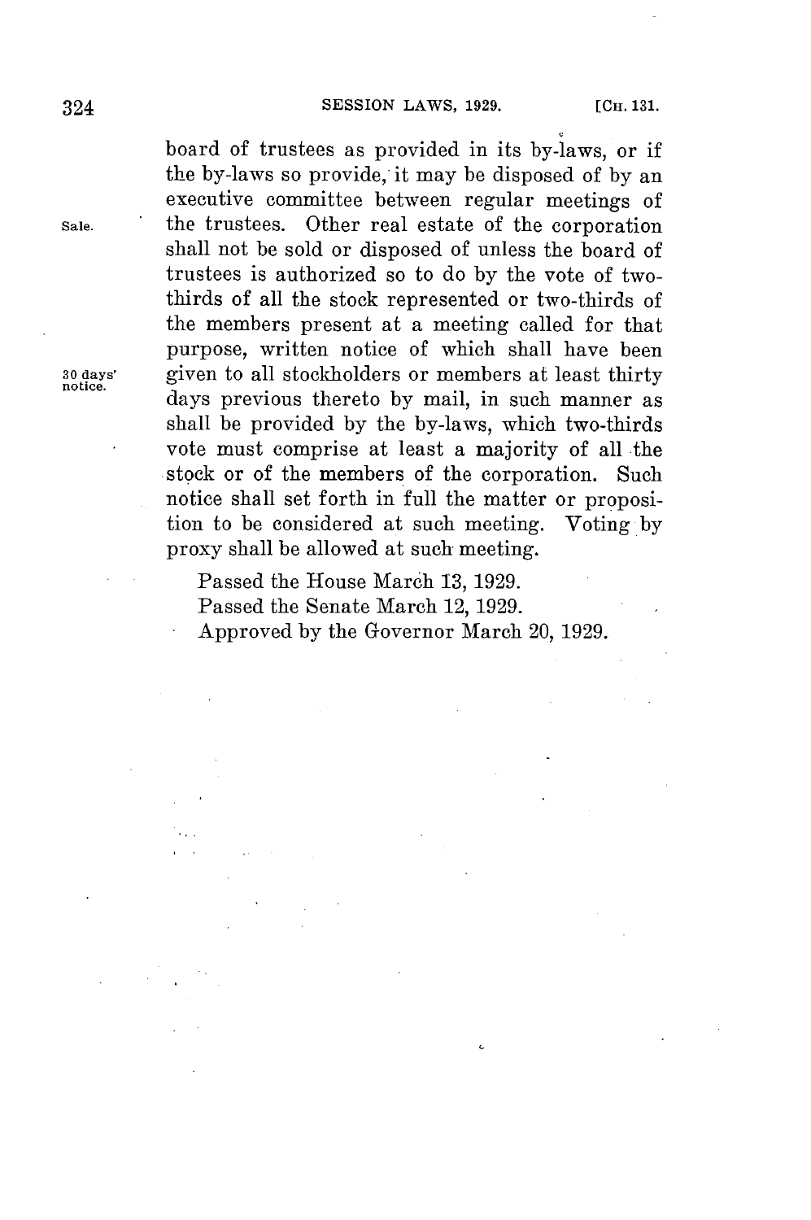board of trustees as provided in its by-laws, or if the by-laws so provide, it may be disposed of by an executive committee between regular meetings of the trustees. Other real estate of the corporation shall not be sold or disposed of unless the board of trustees is authorized so to do by the vote of two-thirds of all the stock represented or two-thirds of the members present at a meeting called for that purpose, written notice of which shall have been given to all stockholders or members at least thirty days previous thereto by mail, in such manner as shall be provided by the by-laws, which two-thirds vote must comprise at least a majority of all the stock or of the members of the corporation. Such notice shall set forth in full the matter or proposition to be considered at such meeting. Voting by proxy shall be allowed at such meeting.

Passed the House March 13, 1929.
Passed the Senate March 12, 1929.
Approved by the Governor March 20, 1929.